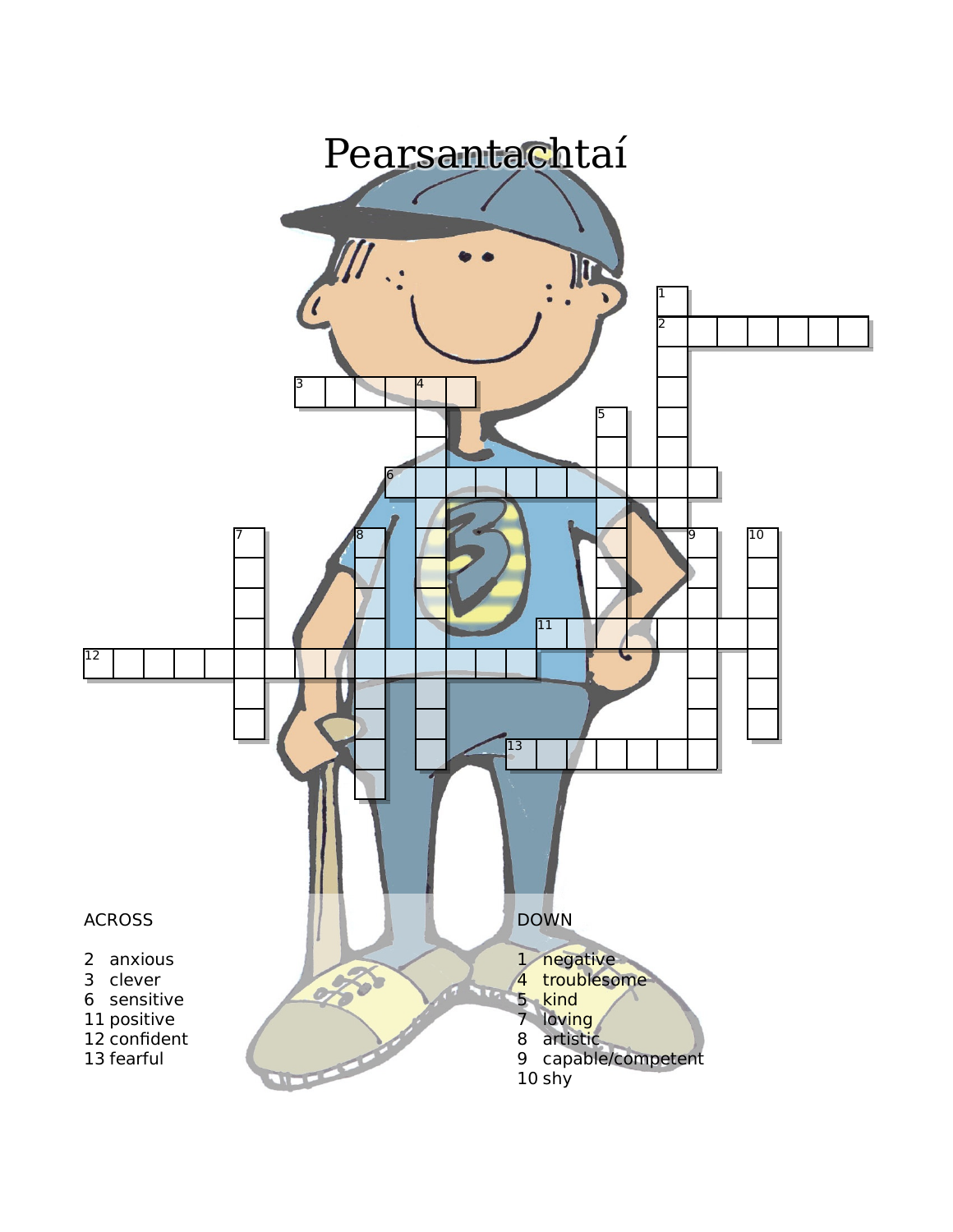# Pearsantachtaí

ACROSS

2 anxious
3 clever
6 sensitive
11 positive
12 confident
13 fearful

DOWN

1 negative
4 troublesome
5 kind
7 loving
8 artistic
9 capable/competent
10 shy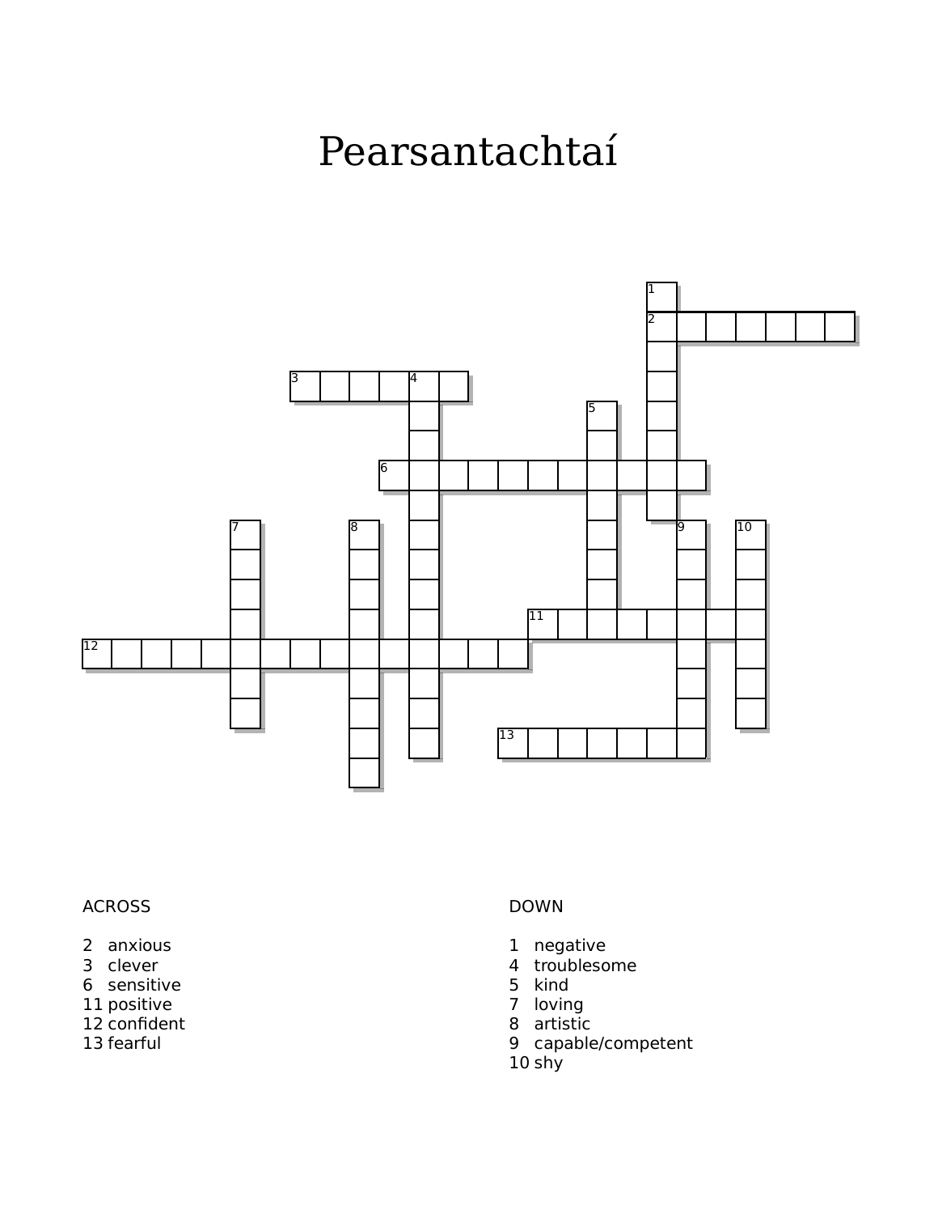# Pearsantachtaí

ACROSS

2 anxious
3 clever
6 sensitive
11 positive
12 confident
13 fearful

DOWN

1 negative
4 troublesome
5 kind
7 loving
8 artistic
9 capable/competent
10 shy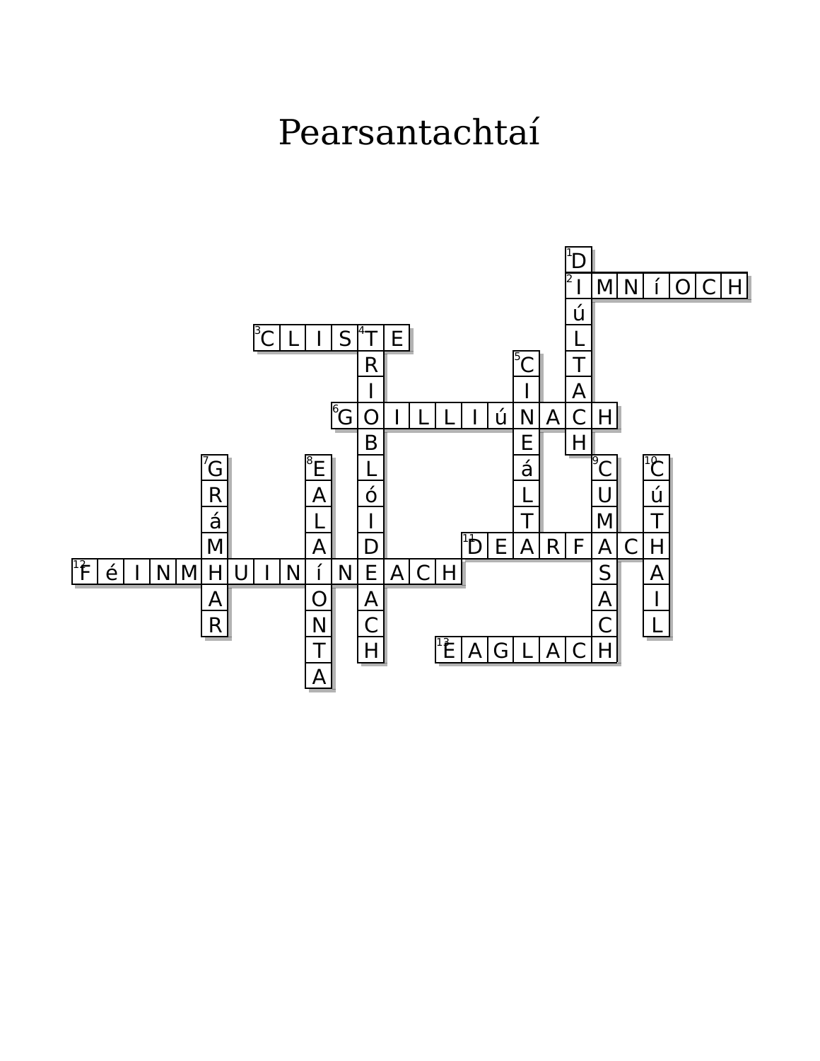# Pearsantachtaí

| | | | | | | | | | | | | | | | | | | | | | | | | | |
|---|---|---|---|---|---|---|---|---|---|---|---|---|---|---|---|---|---|---|---|---|---|---|---|---|---|
| | | | | | | | | | | | | | | | | | | | 1 D | | | | | | |
| | | | | | | | | | | | | | | | | | | | 2 I | M | N | í | O | C | H |
| | | | | | | | | | | | | | | | | | | | ú | | | | | | |
| | | | | | | | 3 C | L | I | S | 4 T | E | | | | | | | L | | | | | | |
| | | | | | | | | | | | R | | | | | | 5 C | | T | | | | | | |
| | | | | | | | | | | | I | | | | | | I | | A | | | | | | |
| | | | | | | | | | | 6 G | O | I | L | L | I | ú | N | A | C | H | | | | | |
| | | | | | | | | | | | B | | | | | | E | | H | | | | | | |
| | | | | | 7 G | | | | 8 E | | L | | | | | | á | | | 9 C | | 10 C | | | |
| | | | | | R | | | | A | | ó | | | | | | L | | | U | | ú | | | |
| | | | | | á | | | | L | | I | | | | | | T | | | M | | T | | | |
| | | | | | M | | | | A | | D | | | | 11 D | E | A | R | F | A | C | H | | | |
| 12 F | é | I | N | M | H | U | I | N | í | N | E | A | C | H | | | | | | S | | A | | | |
| | | | | | A | | | | O | | A | | | | | | | | | A | | I | | | |
| | | | | | R | | | | N | | C | | | | | | | | | C | | L | | | |
| | | | | | | | | | T | | H | | | 13 E | A | G | L | A | C | H | | | | | |
| | | | | | | | | | A | | | | | | | | | | | | | | | | |